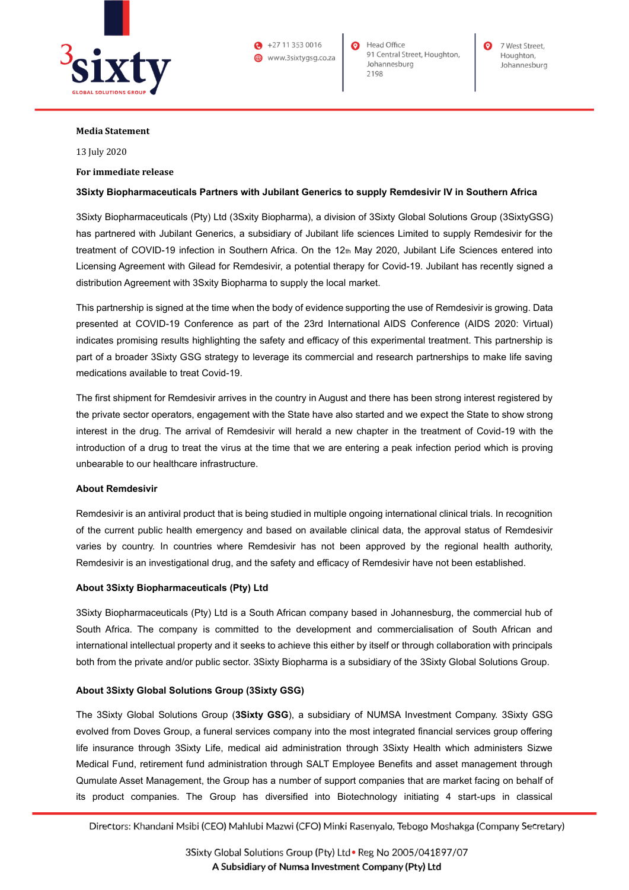**Media Statement**

13 July 2020

**For immediate release**

**3Sixty Biopharmaceuticals Partners with Jubilant Generics to supply Remdesivir IV in Southern Africa**

3Sixty Biopharmaceuticals (Pty) Ltd (3Sxity Biopharma), a division of 3Sixty Global Solutions Group (3SixtyGSG) has partnered with Jubilant Generics, a subsidiary of Jubilant life sciences Limited to supply Remdesivir for the treatment of COVID-19 infection in Southern Africa. On the 12th May 2020, Jubilant Life Sciences entered into Licensing Agreement with Gilead for Remdesivir, a potential therapy for Covid-19. Jubilant has recently signed a distribution Agreement with 3Sxity Biopharma to supply the local market.

This partnership is signed at the time when the body of evidence supporting the use of Remdesivir is growing. Data presented at COVID-19 Conference as part of the 23rd International AIDS Conference (AIDS 2020: Virtual) indicates promising results highlighting the safety and efficacy of this experimental treatment. This partnership is part of a broader 3Sixty GSG strategy to leverage its commercial and research partnerships to make life saving medications available to treat Covid-19.

The first shipment for Remdesivir arrives in the country in August and there has been strong interest registered by the private sector operators, engagement with the State have also started and we expect the State to show strong interest in the drug. The arrival of Remdesivir will herald a new chapter in the treatment of Covid-19 with the introduction of a drug to treat the virus at the time that we are entering a peak infection period which is proving unbearable to our healthcare infrastructure.

**About Remdesivir**

Remdesivir is an antiviral product that is being studied in multiple ongoing international clinical trials. In recognition of the current public health emergency and based on available clinical data, the approval status of Remdesivir varies by country. In countries where Remdesivir has not been approved by the regional health authority, Remdesivir is an investigational drug, and the safety and efficacy of Remdesivir have not been established.

**About 3Sixty Biopharmaceuticals (Pty) Ltd**

3Sixty Biopharmaceuticals (Pty) Ltd is a South African company based in Johannesburg, the commercial hub of South Africa. The company is committed to the development and commercialisation of South African and international intellectual property and it seeks to achieve this either by itself or through collaboration with principals both from the private and/or public sector. 3Sixty Biopharma is a subsidiary of the 3Sixty Global Solutions Group.

**About 3Sixty Global Solutions Group (3Sixty GSG)**

The 3Sixty Global Solutions Group (**3Sixty GSG**), a subsidiary of NUMSA Investment Company. 3Sixty GSG evolved from Doves Group, a funeral services company into the most integrated financial services group offering life insurance through 3Sixty Life, medical aid administration through 3Sixty Health which administers Sizwe Medical Fund, retirement fund administration through SALT Employee Benefits and asset management through Qumulate Asset Management, the Group has a number of support companies that are market facing on behalf of its product companies. The Group has diversified into Biotechnology initiating 4 start-ups in classical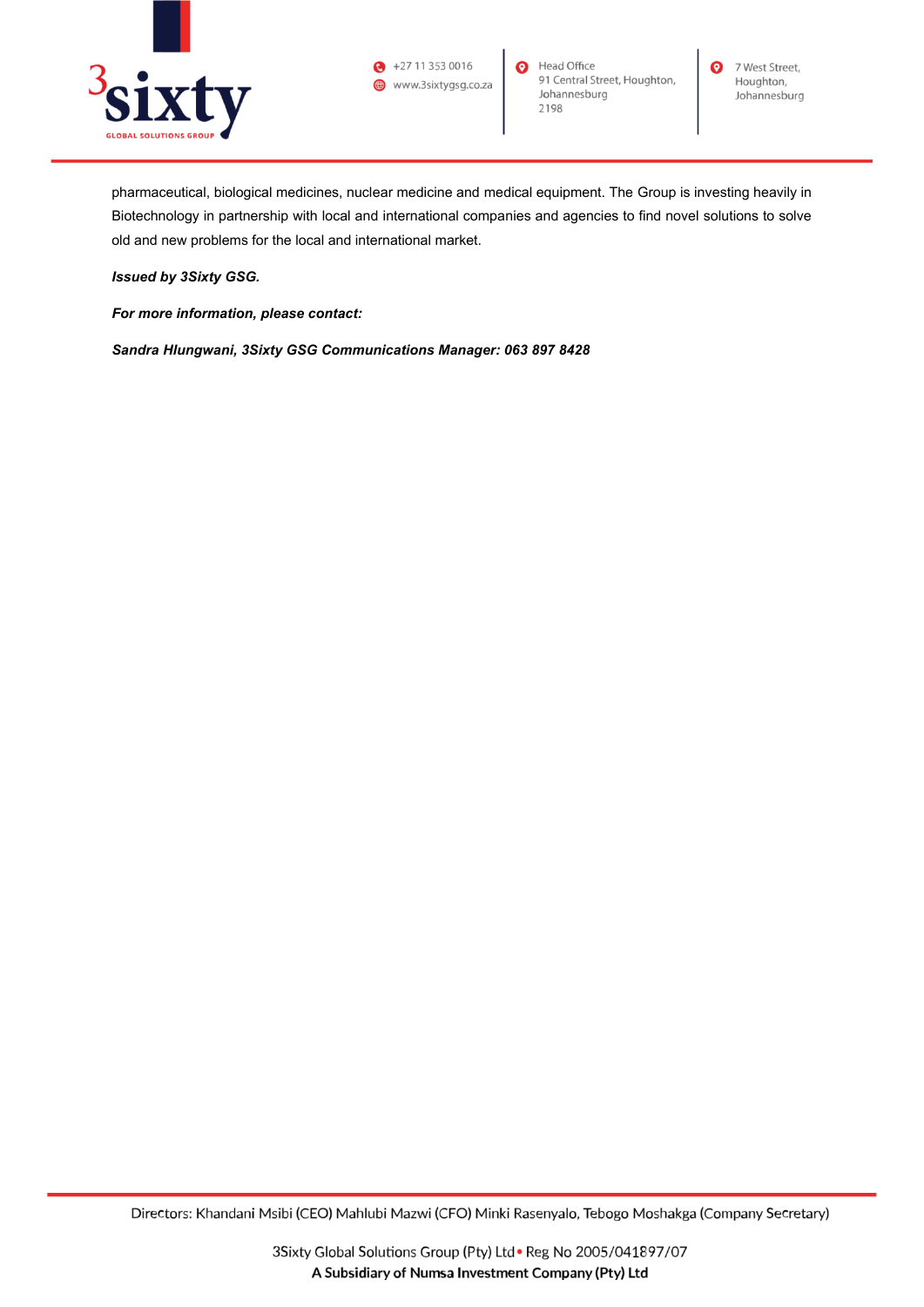pharmaceutical, biological medicines, nuclear medicine and medical equipment. The Group is investing heavily in Biotechnology in partnership with local and international companies and agencies to find novel solutions to solve old and new problems for the local and international market.

***Issued by 3Sixty GSG.***

***For more information, please contact:***

***Sandra Hlungwani, 3Sixty GSG Communications Manager: 063 897 8428***